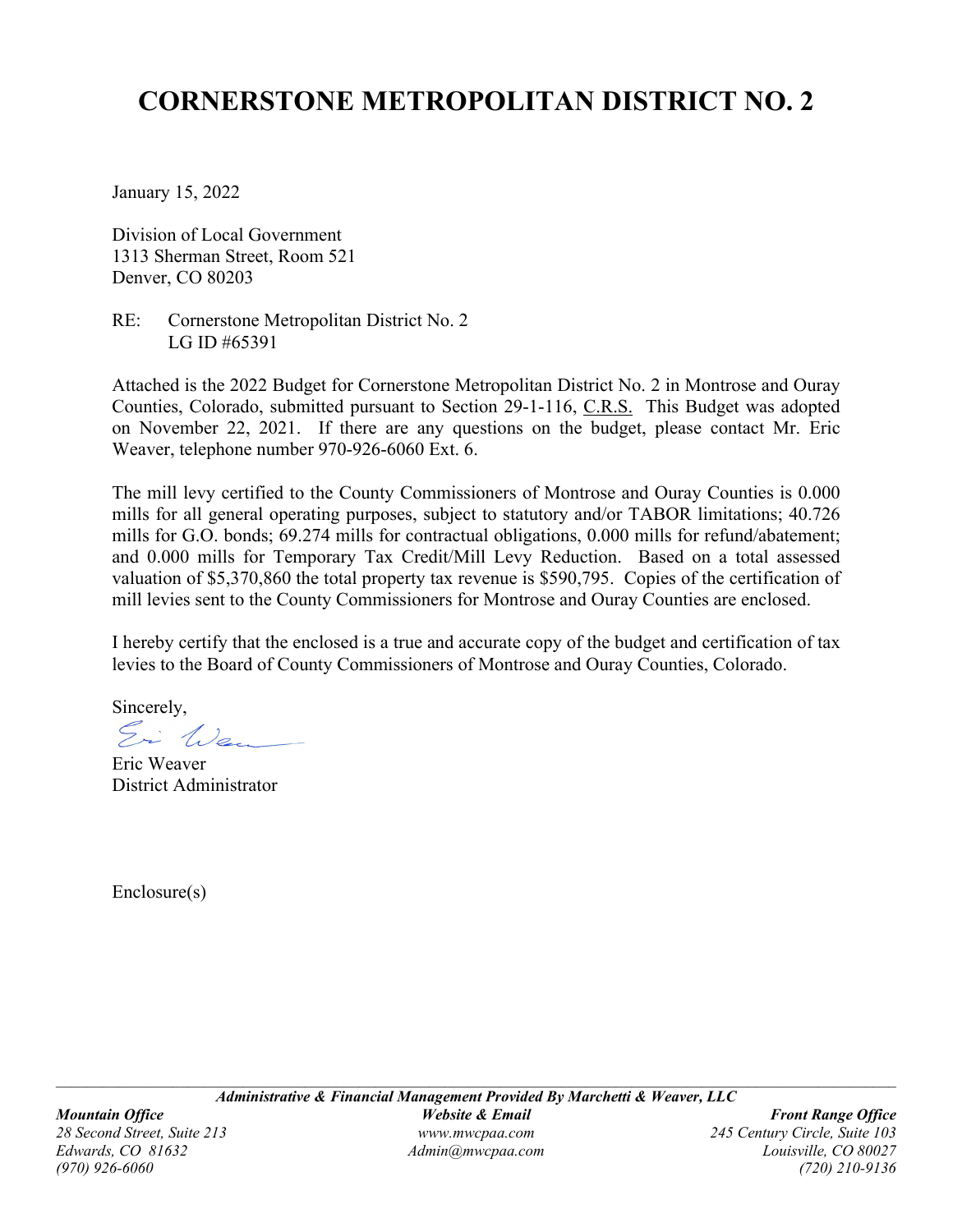# CORNERSTONE METROPOLITAN DISTRICT NO. 2

January 15, 2022

Division of Local Government
1313 Sherman Street, Room 521
Denver, CO 80203

RE: Cornerstone Metropolitan District No. 2
LG ID #65391

Attached is the 2022 Budget for Cornerstone Metropolitan District No. 2 in Montrose and Ouray Counties, Colorado, submitted pursuant to Section 29-1-116, C.R.S. This Budget was adopted on November 22, 2021. If there are any questions on the budget, please contact Mr. Eric Weaver, telephone number 970-926-6060 Ext. 6.

The mill levy certified to the County Commissioners of Montrose and Ouray Counties is 0.000 mills for all general operating purposes, subject to statutory and/or TABOR limitations; 40.726 mills for G.O. bonds; 69.274 mills for contractual obligations, 0.000 mills for refund/abatement; and 0.000 mills for Temporary Tax Credit/Mill Levy Reduction. Based on a total assessed valuation of $5,370,860 the total property tax revenue is $590,795. Copies of the certification of mill levies sent to the County Commissioners for Montrose and Ouray Counties are enclosed.

I hereby certify that the enclosed is a true and accurate copy of the budget and certification of tax levies to the Board of County Commissioners of Montrose and Ouray Counties, Colorado.

Sincerely,

Eric Weaver
District Administrator

Enclosure(s)

***Administrative & Financial Management Provided By Marchetti & Weaver, LLC***

*Mountain Office*
*28 Second Street, Suite 213*
*Edwards, CO 81632*
*(970) 926-6060*

*Website & Email*
*www.mwcpaa.com*
*Admin@mwcpaa.com*

*Front Range Office*
*245 Century Circle, Suite 103*
*Louisville, CO 80027*
*(720) 210-9136*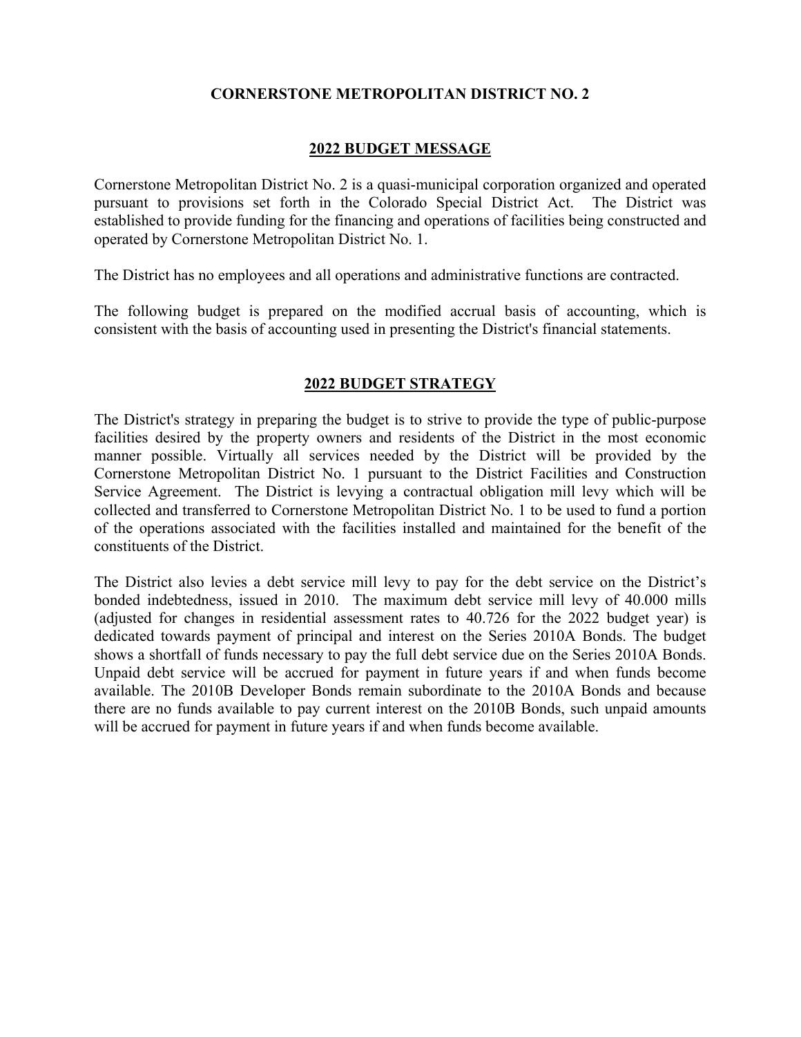# CORNERSTONE METROPOLITAN DISTRICT NO. 2

## 2022 BUDGET MESSAGE

Cornerstone Metropolitan District No. 2 is a quasi-municipal corporation organized and operated pursuant to provisions set forth in the Colorado Special District Act. The District was established to provide funding for the financing and operations of facilities being constructed and operated by Cornerstone Metropolitan District No. 1.

The District has no employees and all operations and administrative functions are contracted.

The following budget is prepared on the modified accrual basis of accounting, which is consistent with the basis of accounting used in presenting the District's financial statements.

## 2022 BUDGET STRATEGY

The District's strategy in preparing the budget is to strive to provide the type of public-purpose facilities desired by the property owners and residents of the District in the most economic manner possible. Virtually all services needed by the District will be provided by the Cornerstone Metropolitan District No. 1 pursuant to the District Facilities and Construction Service Agreement. The District is levying a contractual obligation mill levy which will be collected and transferred to Cornerstone Metropolitan District No. 1 to be used to fund a portion of the operations associated with the facilities installed and maintained for the benefit of the constituents of the District.

The District also levies a debt service mill levy to pay for the debt service on the District's bonded indebtedness, issued in 2010. The maximum debt service mill levy of 40.000 mills (adjusted for changes in residential assessment rates to 40.726 for the 2022 budget year) is dedicated towards payment of principal and interest on the Series 2010A Bonds. The budget shows a shortfall of funds necessary to pay the full debt service due on the Series 2010A Bonds. Unpaid debt service will be accrued for payment in future years if and when funds become available. The 2010B Developer Bonds remain subordinate to the 2010A Bonds and because there are no funds available to pay current interest on the 2010B Bonds, such unpaid amounts will be accrued for payment in future years if and when funds become available.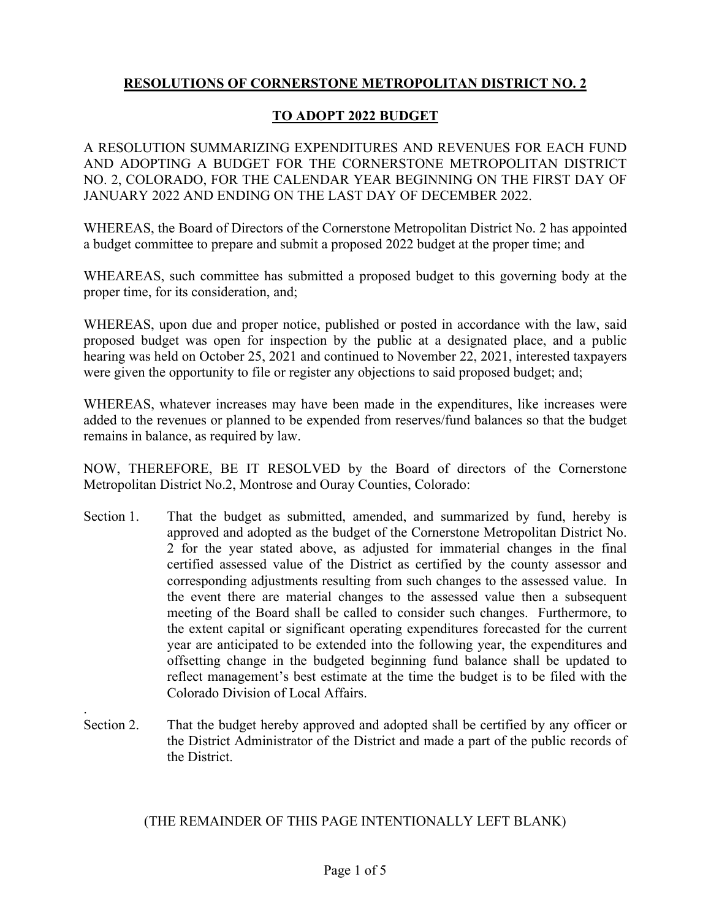**RESOLUTIONS OF CORNERSTONE METROPOLITAN DISTRICT NO. 2**

**TO ADOPT 2022 BUDGET**

A RESOLUTION SUMMARIZING EXPENDITURES AND REVENUES FOR EACH FUND AND ADOPTING A BUDGET FOR THE CORNERSTONE METROPOLITAN DISTRICT NO. 2, COLORADO, FOR THE CALENDAR YEAR BEGINNING ON THE FIRST DAY OF JANUARY 2022 AND ENDING ON THE LAST DAY OF DECEMBER 2022.

WHEREAS, the Board of Directors of the Cornerstone Metropolitan District No. 2 has appointed a budget committee to prepare and submit a proposed 2022 budget at the proper time; and

WHEAREAS, such committee has submitted a proposed budget to this governing body at the proper time, for its consideration, and;

WHEREAS, upon due and proper notice, published or posted in accordance with the law, said proposed budget was open for inspection by the public at a designated place, and a public hearing was held on October 25, 2021 and continued to November 22, 2021, interested taxpayers were given the opportunity to file or register any objections to said proposed budget; and;

WHEREAS, whatever increases may have been made in the expenditures, like increases were added to the revenues or planned to be expended from reserves/fund balances so that the budget remains in balance, as required by law.

NOW, THEREFORE, BE IT RESOLVED by the Board of directors of the Cornerstone Metropolitan District No.2, Montrose and Ouray Counties, Colorado:

Section 1. That the budget as submitted, amended, and summarized by fund, hereby is approved and adopted as the budget of the Cornerstone Metropolitan District No. 2 for the year stated above, as adjusted for immaterial changes in the final certified assessed value of the District as certified by the county assessor and corresponding adjustments resulting from such changes to the assessed value. In the event there are material changes to the assessed value then a subsequent meeting of the Board shall be called to consider such changes. Furthermore, to the extent capital or significant operating expenditures forecasted for the current year are anticipated to be extended into the following year, the expenditures and offsetting change in the budgeted beginning fund balance shall be updated to reflect management's best estimate at the time the budget is to be filed with the Colorado Division of Local Affairs.

Section 2. That the budget hereby approved and adopted shall be certified by any officer or the District Administrator of the District and made a part of the public records of the District.

(THE REMAINDER OF THIS PAGE INTENTIONALLY LEFT BLANK)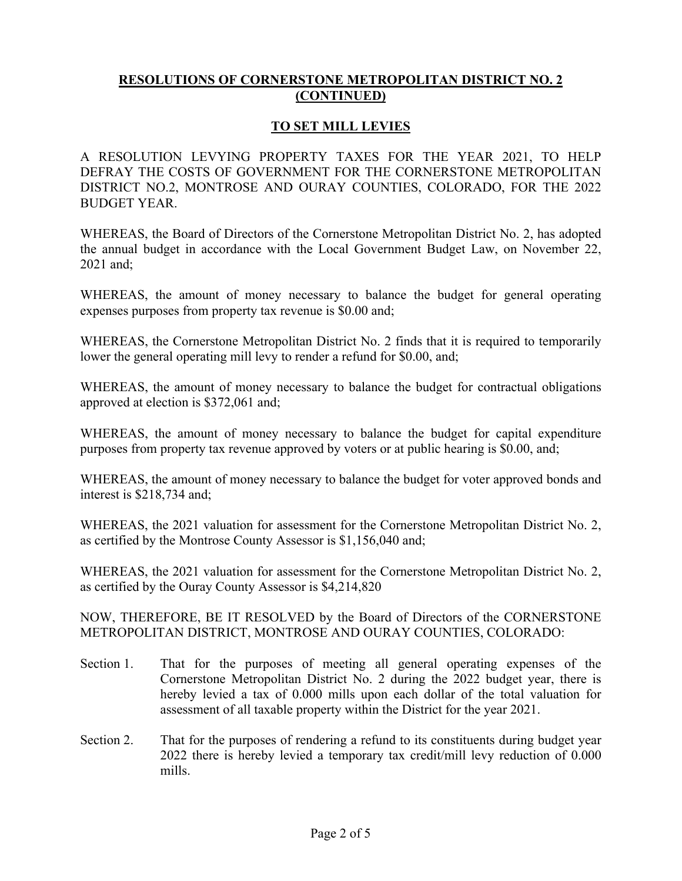## **RESOLUTIONS OF CORNERSTONE METROPOLITAN DISTRICT NO. 2 (CONTINUED)**

## **TO SET MILL LEVIES**

A RESOLUTION LEVYING PROPERTY TAXES FOR THE YEAR 2021, TO HELP DEFRAY THE COSTS OF GOVERNMENT FOR THE CORNERSTONE METROPOLITAN DISTRICT NO.2, MONTROSE AND OURAY COUNTIES, COLORADO, FOR THE 2022 BUDGET YEAR.

WHEREAS, the Board of Directors of the Cornerstone Metropolitan District No. 2, has adopted the annual budget in accordance with the Local Government Budget Law, on November 22, 2021 and;

WHEREAS, the amount of money necessary to balance the budget for general operating expenses purposes from property tax revenue is $0.00 and;

WHEREAS, the Cornerstone Metropolitan District No. 2 finds that it is required to temporarily lower the general operating mill levy to render a refund for $0.00, and;

WHEREAS, the amount of money necessary to balance the budget for contractual obligations approved at election is $372,061 and;

WHEREAS, the amount of money necessary to balance the budget for capital expenditure purposes from property tax revenue approved by voters or at public hearing is $0.00, and;

WHEREAS, the amount of money necessary to balance the budget for voter approved bonds and interest is $218,734 and;

WHEREAS, the 2021 valuation for assessment for the Cornerstone Metropolitan District No. 2, as certified by the Montrose County Assessor is $1,156,040 and;

WHEREAS, the 2021 valuation for assessment for the Cornerstone Metropolitan District No. 2, as certified by the Ouray County Assessor is $4,214,820

NOW, THEREFORE, BE IT RESOLVED by the Board of Directors of the CORNERSTONE METROPOLITAN DISTRICT, MONTROSE AND OURAY COUNTIES, COLORADO:

Section 1. That for the purposes of meeting all general operating expenses of the Cornerstone Metropolitan District No. 2 during the 2022 budget year, there is hereby levied a tax of 0.000 mills upon each dollar of the total valuation for assessment of all taxable property within the District for the year 2021.

Section 2. That for the purposes of rendering a refund to its constituents during budget year 2022 there is hereby levied a temporary tax credit/mill levy reduction of 0.000 mills.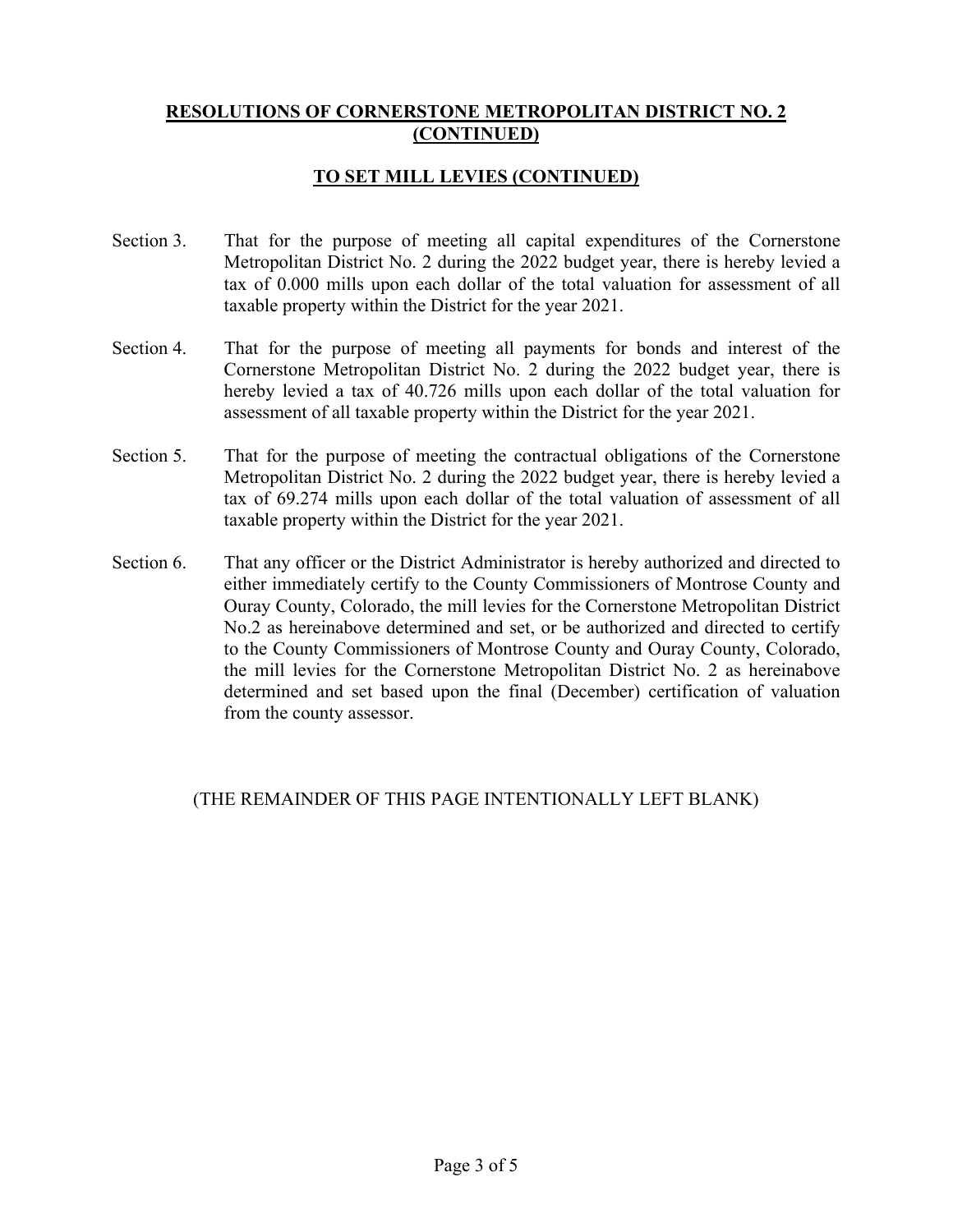**RESOLUTIONS OF CORNERSTONE METROPOLITAN DISTRICT NO. 2 (CONTINUED)**

**TO SET MILL LEVIES (CONTINUED)**

Section 3. That for the purpose of meeting all capital expenditures of the Cornerstone Metropolitan District No. 2 during the 2022 budget year, there is hereby levied a tax of 0.000 mills upon each dollar of the total valuation for assessment of all taxable property within the District for the year 2021.

Section 4. That for the purpose of meeting all payments for bonds and interest of the Cornerstone Metropolitan District No. 2 during the 2022 budget year, there is hereby levied a tax of 40.726 mills upon each dollar of the total valuation for assessment of all taxable property within the District for the year 2021.

Section 5. That for the purpose of meeting the contractual obligations of the Cornerstone Metropolitan District No. 2 during the 2022 budget year, there is hereby levied a tax of 69.274 mills upon each dollar of the total valuation of assessment of all taxable property within the District for the year 2021.

Section 6. That any officer or the District Administrator is hereby authorized and directed to either immediately certify to the County Commissioners of Montrose County and Ouray County, Colorado, the mill levies for the Cornerstone Metropolitan District No.2 as hereinabove determined and set, or be authorized and directed to certify to the County Commissioners of Montrose County and Ouray County, Colorado, the mill levies for the Cornerstone Metropolitan District No. 2 as hereinabove determined and set based upon the final (December) certification of valuation from the county assessor.

(THE REMAINDER OF THIS PAGE INTENTIONALLY LEFT BLANK)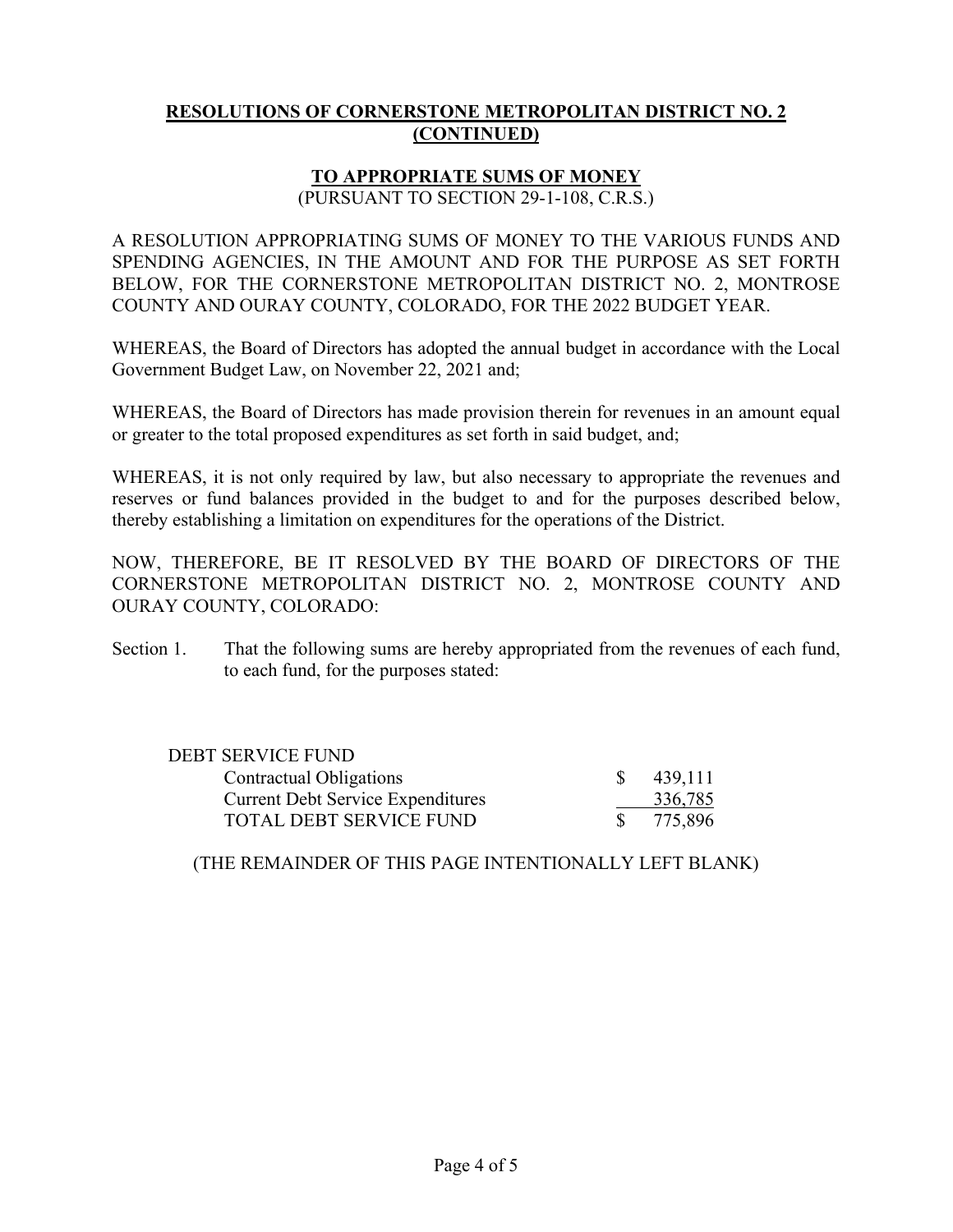**RESOLUTIONS OF CORNERSTONE METROPOLITAN DISTRICT NO. 2 (CONTINUED)**

**TO APPROPRIATE SUMS OF MONEY**
(PURSUANT TO SECTION 29-1-108, C.R.S.)

A RESOLUTION APPROPRIATING SUMS OF MONEY TO THE VARIOUS FUNDS AND SPENDING AGENCIES, IN THE AMOUNT AND FOR THE PURPOSE AS SET FORTH BELOW, FOR THE CORNERSTONE METROPOLITAN DISTRICT NO. 2, MONTROSE COUNTY AND OURAY COUNTY, COLORADO, FOR THE 2022 BUDGET YEAR.

WHEREAS, the Board of Directors has adopted the annual budget in accordance with the Local Government Budget Law, on November 22, 2021 and;

WHEREAS, the Board of Directors has made provision therein for revenues in an amount equal or greater to the total proposed expenditures as set forth in said budget, and;

WHEREAS, it is not only required by law, but also necessary to appropriate the revenues and reserves or fund balances provided in the budget to and for the purposes described below, thereby establishing a limitation on expenditures for the operations of the District.

NOW, THEREFORE, BE IT RESOLVED BY THE BOARD OF DIRECTORS OF THE CORNERSTONE METROPOLITAN DISTRICT NO. 2, MONTROSE COUNTY AND OURAY COUNTY, COLORADO:

Section 1. That the following sums are hereby appropriated from the revenues of each fund, to each fund, for the purposes stated:

| DEBT SERVICE FUND | |
|---|---|
| Contractual Obligations | $ 439,111 |
| Current Debt Service Expenditures | 336,785 |
| TOTAL DEBT SERVICE FUND | $ 775,896 |

(THE REMAINDER OF THIS PAGE INTENTIONALLY LEFT BLANK)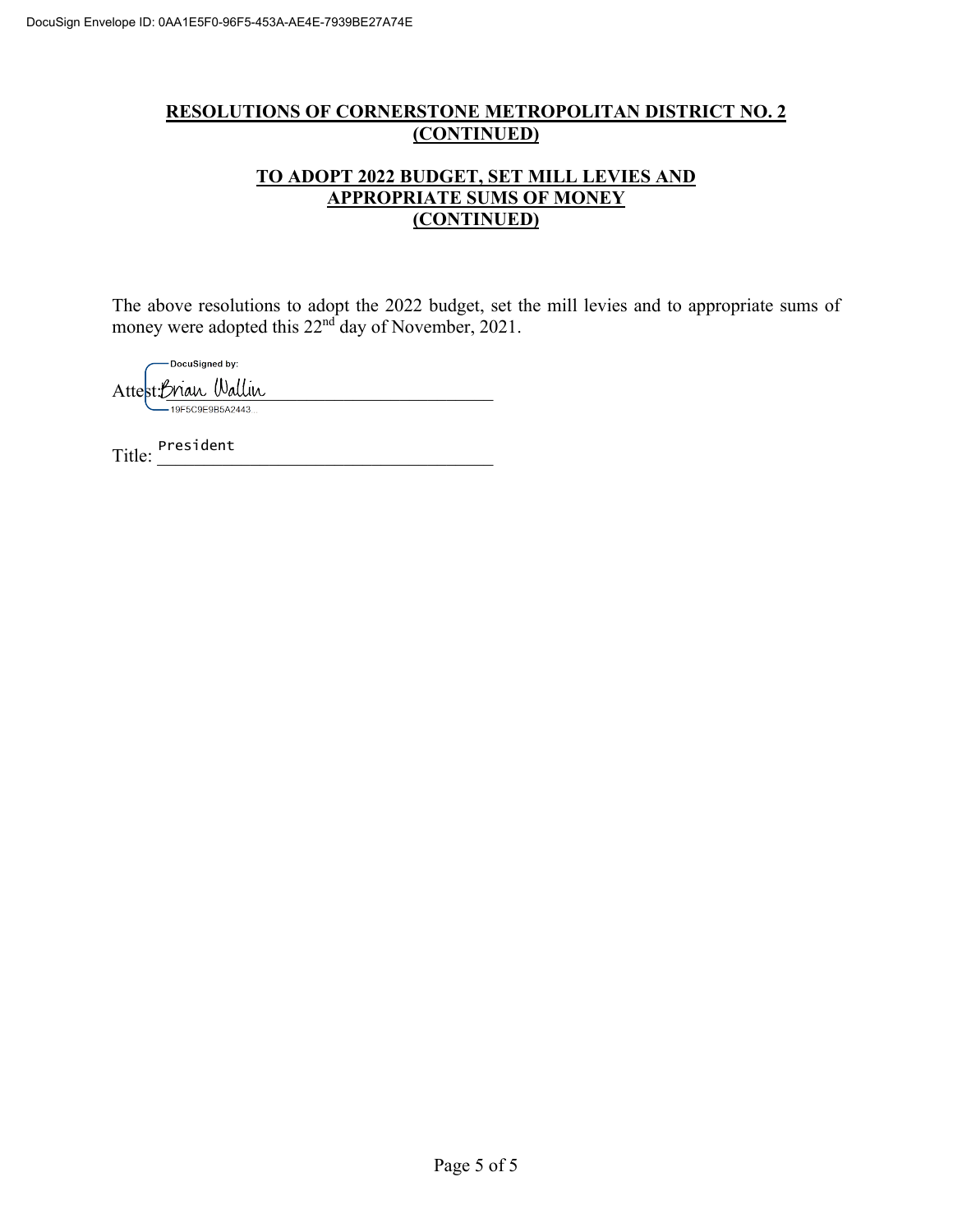DocuSign Envelope ID: 0AA1E5F0-96F5-453A-AE4E-7939BE27A74E

## RESOLUTIONS OF CORNERSTONE METROPOLITAN DISTRICT NO. 2 (CONTINUED)

## TO ADOPT 2022 BUDGET, SET MILL LEVIES AND APPROPRIATE SUMS OF MONEY (CONTINUED)

The above resolutions to adopt the 2022 budget, set the mill levies and to appropriate sums of money were adopted this 22nd day of November, 2021.

DocuSigned by:

Attest: Brian Wallin

19F5C9E9B5A2443...

Title: President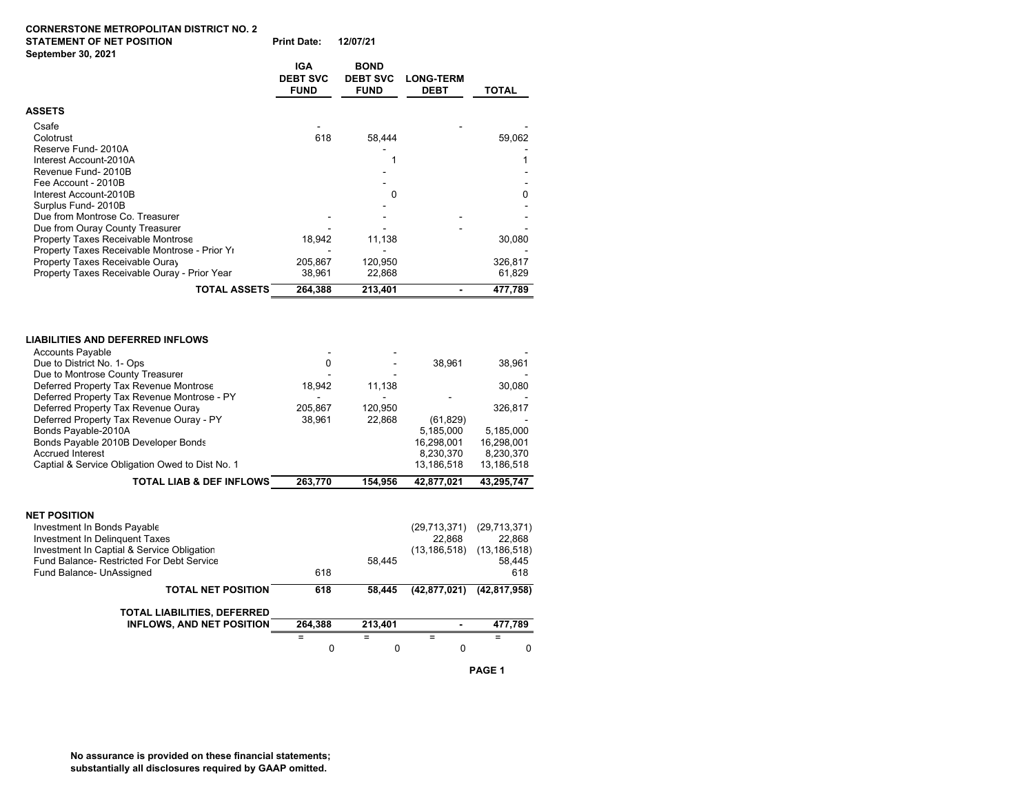**CORNERSTONE METROPOLITAN DISTRICT NO. 2**
**STATEMENT OF NET POSITION** **Print Date: 12/07/21**
**September 30, 2021**

| | IGA DEBT SVC FUND | BOND DEBT SVC FUND | LONG-TERM DEBT | TOTAL |
|---|---|---|---|---|
| **ASSETS** | | | | |
| Csafe | - | | - | - |
| Colotrust | 618 | 58,444 | | 59,062 |
| Reserve Fund- 2010A | | - | | - |
| Interest Account-2010A | | 1 | | 1 |
| Revenue Fund- 2010B | | - | | - |
| Fee Account - 2010B | | - | | - |
| Interest Account-2010B | | 0 | | 0 |
| Surplus Fund- 2010B | | - | | - |
| Due from Montrose Co. Treasurer | - | - | - | - |
| Due from Ouray County Treasurer | - | - | - | - |
| Property Taxes Receivable Montrose | 18,942 | 11,138 | | 30,080 |
| Property Taxes Receivable Montrose - Prior Yr | - | - | | - |
| Property Taxes Receivable Ouray | 205,867 | 120,950 | | 326,817 |
| Property Taxes Receivable Ouray - Prior Year | 38,961 | 22,868 | | 61,829 |
| **TOTAL ASSETS** | **264,388** | **213,401** | **-** | **477,789** |
| | | | | |
| **LIABILITIES AND DEFERRED INFLOWS** | | | | |
| Accounts Payable | - | - | | - |
| Due to District No. 1- Ops | 0 | - | 38,961 | 38,961 |
| Due to Montrose County Treasurer | - | - | | - |
| Deferred Property Tax Revenue Montrose | 18,942 | 11,138 | | 30,080 |
| Deferred Property Tax Revenue Montrose - PY | - | - | - | - |
| Deferred Property Tax Revenue Ouray | 205,867 | 120,950 | | 326,817 |
| Deferred Property Tax Revenue Ouray - PY | 38,961 | 22,868 | (61,829) | - |
| Bonds Payable-2010A | | | 5,185,000 | 5,185,000 |
| Bonds Payable 2010B Developer Bonds | | | 16,298,001 | 16,298,001 |
| Accrued Interest | | | 8,230,370 | 8,230,370 |
| Captial & Service Obligation Owed to Dist No. 1 | | | 13,186,518 | 13,186,518 |
| **TOTAL LIAB & DEF INFLOWS** | **263,770** | **154,956** | **42,877,021** | **43,295,747** |
| | | | | |
| **NET POSITION** | | | | |
| Investment In Bonds Payable | | | (29,713,371) | (29,713,371) |
| Investment In Delinquent Taxes | | | 22,868 | 22,868 |
| Investment In Captial & Service Obligation | | | (13,186,518) | (13,186,518) |
| Fund Balance- Restricted For Debt Service | | 58,445 | | 58,445 |
| Fund Balance- UnAssigned | 618 | | | 618 |
| **TOTAL NET POSITION** | **618** | **58,445** | **(42,877,021)** | **(42,817,958)** |
| | | | | |
| **TOTAL LIABILITIES, DEFERRED INFLOWS, AND NET POSITION** | **264,388** | **213,401** | **-** | **477,789** |
| | = | = | = | = |
| | 0 | 0 | 0 | 0 |

**No assurance is provided on these financial statements; substantially all disclosures required by GAAP omitted.**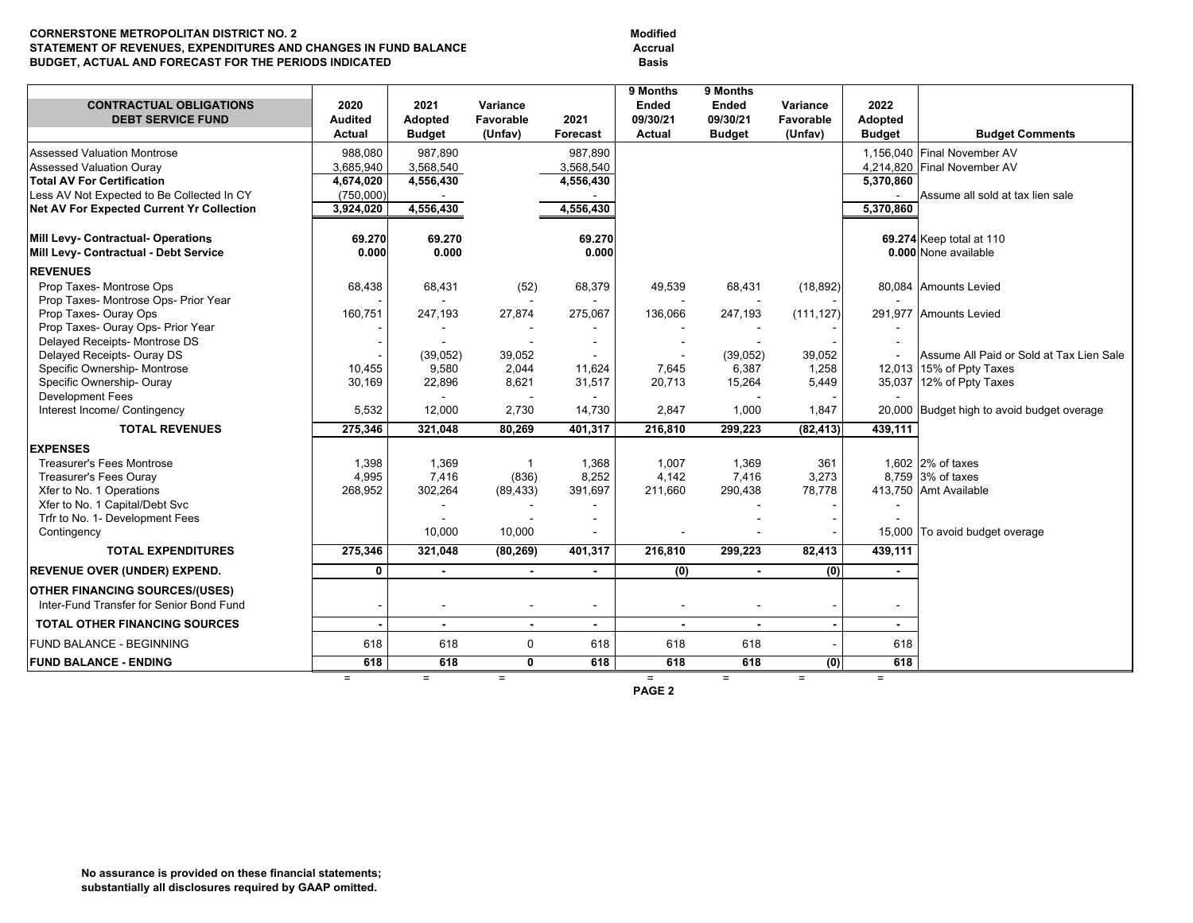**CORNERSTONE METROPOLITAN DISTRICT NO. 2**
**STATEMENT OF REVENUES, EXPENDITURES AND CHANGES IN FUND BALANCE**
**BUDGET, ACTUAL AND FORECAST FOR THE PERIODS INDICATED**

**Modified Accrual Basis**

| CONTRACTUAL OBLIGATIONS DEBT SERVICE FUND | 2020 Audited Actual | 2021 Adopted Budget | Variance Favorable (Unfav) | 2021 Forecast | 9 Months Ended 09/30/21 Actual | 9 Months Ended 09/30/21 Budget | Variance Favorable (Unfav) | 2022 Adopted Budget | Budget Comments |
|---|---|---|---|---|---|---|---|---|---|
| Assessed Valuation Montrose | 988,080 | 987,890 | | 987,890 | | | | 1,156,040 | Final November AV |
| Assessed Valuation Ouray | 3,685,940 | 3,568,540 | | 3,568,540 | | | | 4,214,820 | Final November AV |
| **Total AV For Certification** | **4,674,020** | **4,556,430** | | **4,556,430** | | | | **5,370,860** | |
| Less AV Not Expected to Be Collected In CY | (750,000) | - | | - | | | | - | Assume all sold at tax lien sale |
| **Net AV For Expected Current Yr Collection** | **3,924,020** | **4,556,430** | | **4,556,430** | | | | **5,370,860** | |
| | | | | | | | | | |
| **Mill Levy- Contractual- Operations** | **69.270** | **69.270** | | **69.270** | | | | **69.274** | Keep total at 110 |
| **Mill Levy- Contractual - Debt Service** | **0.000** | **0.000** | | **0.000** | | | | **0.000** | None available |
| **REVENUES** | | | | | | | | | |
| Prop Taxes- Montrose Ops | 68,438 | 68,431 | (52) | 68,379 | 49,539 | 68,431 | (18,892) | 80,084 | Amounts Levied |
| Prop Taxes- Montrose Ops- Prior Year | - | - | | - | - | - | - | - | |
| Prop Taxes- Ouray Ops | 160,751 | 247,193 | 27,874 | 275,067 | 136,066 | 247,193 | (111,127) | 291,977 | Amounts Levied |
| Prop Taxes- Ouray Ops- Prior Year | - | - | - | - | - | - | - | - | |
| Delayed Receipts- Montrose DS | - | - | - | - | - | - | - | - | |
| Delayed Receipts- Ouray DS | - | (39,052) | 39,052 | - | - | (39,052) | 39,052 | - | Assume All Paid or Sold at Tax Lien Sale |
| Specific Ownership- Montrose | 10,455 | 9,580 | 2,044 | 11,624 | 7,645 | 6,387 | 1,258 | 12,013 | 15% of Ppty Taxes |
| Specific Ownership- Ouray | 30,169 | 22,896 | 8,621 | 31,517 | 20,713 | 15,264 | 5,449 | 35,037 | 12% of Ppty Taxes |
| Development Fees | | - | - | - | | - | - | - | |
| Interest Income/ Contingency | 5,532 | 12,000 | 2,730 | 14,730 | 2,847 | 1,000 | 1,847 | 20,000 | Budget high to avoid budget overage |
| **TOTAL REVENUES** | **275,346** | **321,048** | **80,269** | **401,317** | **216,810** | **299,223** | **(82,413)** | **439,111** | |
| **EXPENSES** | | | | | | | | | |
| Treasurer's Fees Montrose | 1,398 | 1,369 | 1 | 1,368 | 1,007 | 1,369 | 361 | 1,602 | 2% of taxes |
| Treasurer's Fees Ouray | 4,995 | 7,416 | (836) | 8,252 | 4,142 | 7,416 | 3,273 | 8,759 | 3% of taxes |
| Xfer to No. 1 Operations | 268,952 | 302,264 | (89,433) | 391,697 | 211,660 | 290,438 | 78,778 | 413,750 | Amt Available |
| Xfer to No. 1 Capital/Debt Svc | | - | - | - | | - | - | - | |
| Trfr to No. 1- Development Fees | | - | - | - | | - | - | - | |
| Contingency | | 10,000 | 10,000 | - | - | - | - | 15,000 | To avoid budget overage |
| **TOTAL EXPENDITURES** | **275,346** | **321,048** | **(80,269)** | **401,317** | **216,810** | **299,223** | **82,413** | **439,111** | |
| **REVENUE OVER (UNDER) EXPEND.** | **0** | **-** | **-** | **-** | **(0)** | **-** | **(0)** | **-** | |
| **OTHER FINANCING SOURCES/(USES)** | | | | | | | | | |
| Inter-Fund Transfer for Senior Bond Fund | - | - | - | - | - | - | - | - | |
| **TOTAL OTHER FINANCING SOURCES** | **-** | **-** | **-** | **-** | **-** | **-** | **-** | **-** | |
| FUND BALANCE - BEGINNING | 618 | 618 | 0 | 618 | 618 | 618 | - | 618 | |
| **FUND BALANCE - ENDING** | **618** | **618** | **0** | **618** | **618** | **618** | **(0)** | **618** | |

**No assurance is provided on these financial statements; substantially all disclosures required by GAAP omitted.**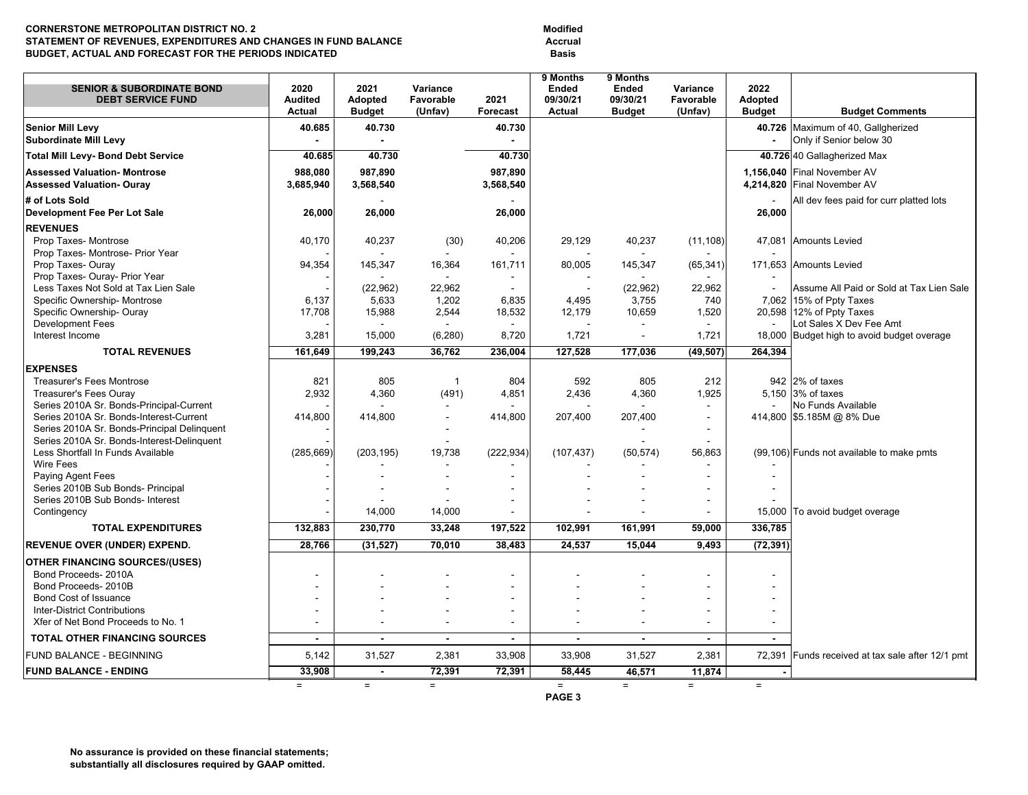**CORNERSTONE METROPOLITAN DISTRICT NO. 2**
**STATEMENT OF REVENUES, EXPENDITURES AND CHANGES IN FUND BALANCE**
**BUDGET, ACTUAL AND FORECAST FOR THE PERIODS INDICATED**

**Modified Accrual Basis**

| SENIOR & SUBORDINATE BOND DEBT SERVICE FUND | 2020 Audited Actual | 2021 Adopted Budget | Variance Favorable (Unfav) | 2021 Forecast | 9 Months Ended 09/30/21 Actual | 9 Months Ended 09/30/21 Budget | Variance Favorable (Unfav) | 2022 Adopted Budget | Budget Comments |
|---|---|---|---|---|---|---|---|---|---|
| **Senior Mill Levy** | 40.685 | 40.730 | | 40.730 | | | | 40.726 | Maximum of 40, Gallgherized |
| **Subordinate Mill Levy** | - | - | | - | | | | - | Only if Senior below 30 |
| **Total Mill Levy- Bond Debt Service** | 40.685 | 40.730 | | 40.730 | | | | 40.726 | 40 Gallagherized Max |
| **Assessed Valuation- Montrose** | 988,080 | 987,890 | | 987,890 | | | | 1,156,040 | Final November AV |
| **Assessed Valuation- Ouray** | 3,685,940 | 3,568,540 | | 3,568,540 | | | | 4,214,820 | Final November AV |
| **# of Lots Sold** | | - | | - | | | | - | All dev fees paid for curr platted lots |
| **Development Fee Per Lot Sale** | 26,000 | 26,000 | | 26,000 | | | | 26,000 | |
| **REVENUES** | | | | | | | | | |
| Prop Taxes- Montrose | 40,170 | 40,237 | (30) | 40,206 | 29,129 | 40,237 | (11,108) | 47,081 | Amounts Levied |
| Prop Taxes- Montrose- Prior Year | - | - | - | - | - | - | - | - | |
| Prop Taxes- Ouray | 94,354 | 145,347 | 16,364 | 161,711 | 80,005 | 145,347 | (65,341) | 171,653 | Amounts Levied |
| Prop Taxes- Ouray- Prior Year | - | - | - | - | - | - | - | - | |
| Less Taxes Not Sold at Tax Lien Sale | - | (22,962) | 22,962 | - | - | (22,962) | 22,962 | - | Assume All Paid or Sold at Tax Lien Sale |
| Specific Ownership- Montrose | 6,137 | 5,633 | 1,202 | 6,835 | 4,495 | 3,755 | 740 | 7,062 | 15% of Ppty Taxes |
| Specific Ownership- Ouray | 17,708 | 15,988 | 2,544 | 18,532 | 12,179 | 10,659 | 1,520 | 20,598 | 12% of Ppty Taxes |
| Development Fees | - | - | - | - | - | - | - | - | Lot Sales X Dev Fee Amt |
| Interest Income | 3,281 | 15,000 | (6,280) | 8,720 | 1,721 | - | 1,721 | 18,000 | Budget high to avoid budget overage |
| **TOTAL REVENUES** | 161,649 | 199,243 | 36,762 | 236,004 | 127,528 | 177,036 | (49,507) | 264,394 | |
| **EXPENSES** | | | | | | | | | |
| Treasurer's Fees Montrose | 821 | 805 | 1 | 804 | 592 | 805 | 212 | 942 | 2% of taxes |
| Treasurer's Fees Ouray | 2,932 | 4,360 | (491) | 4,851 | 2,436 | 4,360 | 1,925 | 5,150 | 3% of taxes |
| Series 2010A Sr. Bonds-Principal-Current | - | - | - | - | - | - | - | - | No Funds Available |
| Series 2010A Sr. Bonds-Interest-Current | 414,800 | 414,800 | - | 414,800 | 207,400 | 207,400 | - | 414,800 | $5.185M @ 8% Due |
| Series 2010A Sr. Bonds-Principal Delinquent | - | | - | | | - | - | | |
| Series 2010A Sr. Bonds-Interest-Delinquent | - | | - | | | - | - | | |
| Less Shortfall In Funds Available | (285,669) | (203,195) | 19,738 | (222,934) | (107,437) | (50,574) | 56,863 | (99,106) | Funds not available to make pmts |
| Wire Fees | - | - | - | - | - | - | - | - | |
| Paying Agent Fees | - | - | - | - | - | - | - | - | |
| Series 2010B Sub Bonds- Principal | - | - | - | - | - | - | - | - | |
| Series 2010B Sub Bonds- Interest | - | - | - | - | - | - | - | - | |
| Contingency | - | 14,000 | 14,000 | - | - | - | - | 15,000 | To avoid budget overage |
| **TOTAL EXPENDITURES** | 132,883 | 230,770 | 33,248 | 197,522 | 102,991 | 161,991 | 59,000 | 336,785 | |
| **REVENUE OVER (UNDER) EXPEND.** | 28,766 | (31,527) | 70,010 | 38,483 | 24,537 | 15,044 | 9,493 | (72,391) | |
| **OTHER FINANCING SOURCES/(USES)** | | | | | | | | | |
| Bond Proceeds- 2010A | - | - | - | - | - | - | - | - | |
| Bond Proceeds- 2010B | - | - | - | - | - | - | - | - | |
| Bond Cost of Issuance | - | - | - | - | - | - | - | - | |
| Inter-District Contributions | - | - | - | - | - | - | - | - | |
| Xfer of Net Bond Proceeds to No. 1 | - | - | - | - | - | - | - | - | |
| **TOTAL OTHER FINANCING SOURCES** | - | - | - | - | - | - | - | - | |
| FUND BALANCE - BEGINNING | 5,142 | 31,527 | 2,381 | 33,908 | 33,908 | 31,527 | 2,381 | 72,391 | Funds received at tax sale after 12/1 pmt |
| **FUND BALANCE - ENDING** | 33,908 | - | 72,391 | 72,391 | 58,445 | 46,571 | 11,874 | - | |

**No assurance is provided on these financial statements; substantially all disclosures required by GAAP omitted.**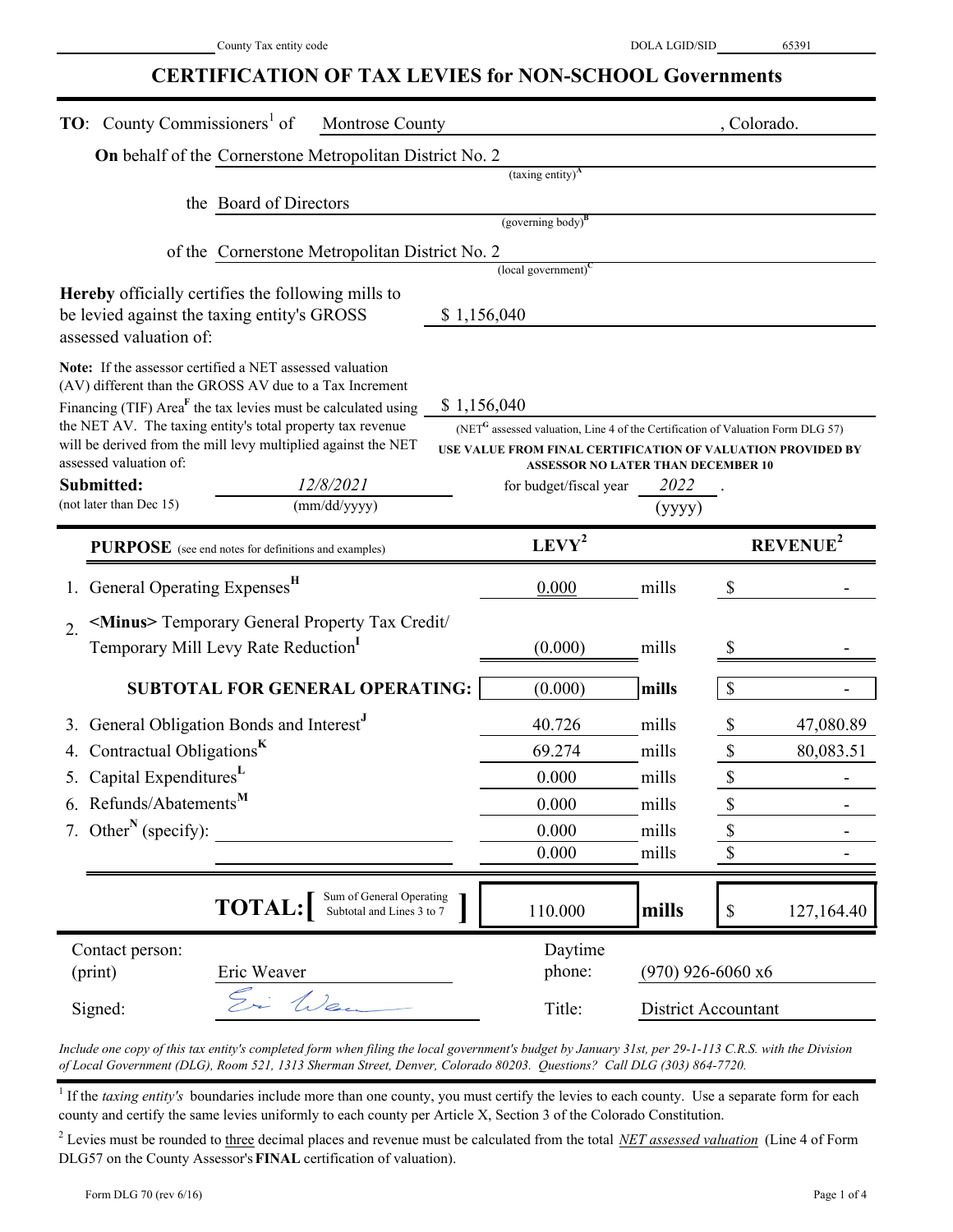County Tax entity code ______ DOLA LGID/SID 65391

# CERTIFICATION OF TAX LEVIES for NON-SCHOOL Governments

**TO**: County Commissioners[1] of Montrose County, Colorado.

**On** behalf of the Cornerstone Metropolitan District No. 2
(taxing entity)[A]

the Board of Directors
(governing body)[B]

of the Cornerstone Metropolitan District No. 2
(local government)[C]

**Hereby** officially certifies the following mills to be levied against the taxing entity's GROSS assessed valuation of: $ 1,156,040

**Note:** If the assessor certified a NET assessed valuation (AV) different than the GROSS AV due to a Tax Increment Financing (TIF) Area[F] the tax levies must be calculated using the NET AV. The taxing entity's total property tax revenue will be derived from the mill levy multiplied against the NET assessed valuation of: $ 1,156,040

(NET[G] assessed valuation, Line 4 of the Certification of Valuation Form DLG 57)
**USE VALUE FROM FINAL CERTIFICATION OF VALUATION PROVIDED BY ASSESSOR NO LATER THAN DECEMBER 10**

**Submitted:** 12/8/2021 (mm/dd/yyyy) for budget/fiscal year 2022 (yyyy).
(not later than Dec 15)

| **PURPOSE** (see end notes for definitions and examples) | **LEVY**[2] | | **REVENUE**[2] |
|---|---|---|---|
| 1. General Operating Expenses[H] | 0.000 | mills | $ - |
| 2. <Minus> Temporary General Property Tax Credit/ Temporary Mill Levy Rate Reduction[I] | (0.000) | mills | $ - |
| **SUBTOTAL FOR GENERAL OPERATING:** | (0.000) | **mills** | $ - |
| 3. General Obligation Bonds and Interest[J] | 40.726 | mills | $ 47,080.89 |
| 4. Contractual Obligations[K] | 69.274 | mills | $ 80,083.51 |
| 5. Capital Expenditures[L] | 0.000 | mills | $ - |
| 6. Refunds/Abatements[M] | 0.000 | mills | $ - |
| 7. Other[N] (specify): | 0.000 | mills | $ - |
| | 0.000 | mills | $ - |
| **TOTAL:** [Sum of General Operating Subtotal and Lines 3 to 7] | 110.000 | **mills** | $ 127,164.40 |

| | | | |
|---|---|---|---|
| Contact person: (print) | Eric Weaver | Daytime phone: | (970) 926-6060 x6 |
| Signed: | *(signature)* | Title: | District Accountant |

*Include one copy of this tax entity's completed form when filing the local government's budget by January 31st, per 29-1-113 C.R.S. with the Division of Local Government (DLG), Room 521, 1313 Sherman Street, Denver, Colorado 80203. Questions? Call DLG (303) 864-7720.*

[1] If the *taxing entity's* boundaries include more than one county, you must certify the levies to each county. Use a separate form for each county and certify the same levies uniformly to each county per Article X, Section 3 of the Colorado Constitution.

[2] Levies must be rounded to three decimal places and revenue must be calculated from the total *NET assessed valuation* (Line 4 of Form DLG57 on the County Assessor's **FINAL** certification of valuation).

Form DLG 70 (rev 6/16)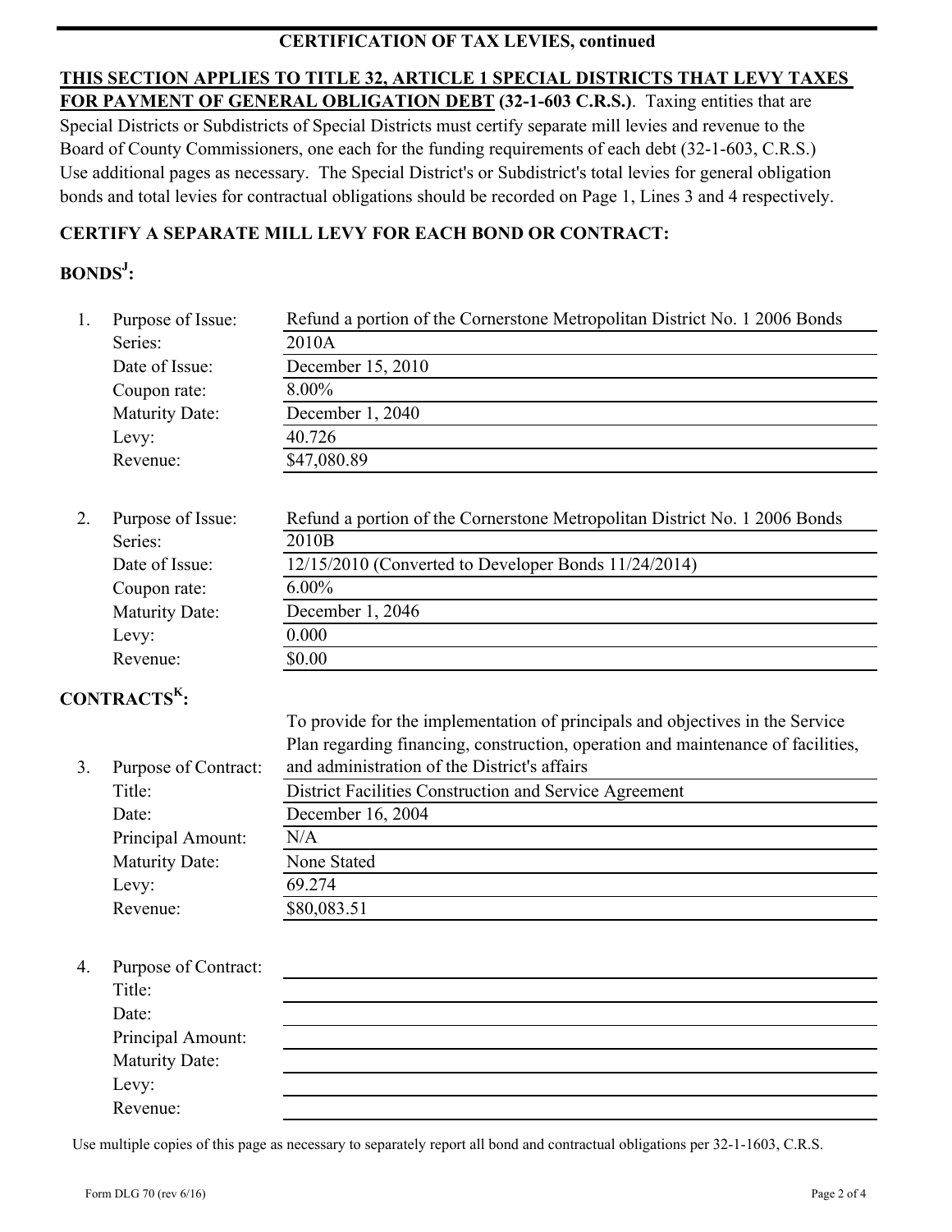## CERTIFICATION OF TAX LEVIES, continued

**THIS SECTION APPLIES TO TITLE 32, ARTICLE 1 SPECIAL DISTRICTS THAT LEVY TAXES FOR PAYMENT OF GENERAL OBLIGATION DEBT (32-1-603 C.R.S.)**. Taxing entities that are Special Districts or Subdistricts of Special Districts must certify separate mill levies and revenue to the Board of County Commissioners, one each for the funding requirements of each debt (32-1-603, C.R.S.) Use additional pages as necessary. The Special District's or Subdistrict's total levies for general obligation bonds and total levies for contractual obligations should be recorded on Page 1, Lines 3 and 4 respectively.

**CERTIFY A SEPARATE MILL LEVY FOR EACH BOND OR CONTRACT:**

**BONDS[J]:**

1. Purpose of Issue: Refund a portion of the Cornerstone Metropolitan District No. 1 2006 Bonds
   Series: 2010A
   Date of Issue: December 15, 2010
   Coupon rate: 8.00%
   Maturity Date: December 1, 2040
   Levy: 40.726
   Revenue: $47,080.89

2. Purpose of Issue: Refund a portion of the Cornerstone Metropolitan District No. 1 2006 Bonds
   Series: 2010B
   Date of Issue: 12/15/2010 (Converted to Developer Bonds 11/24/2014)
   Coupon rate: 6.00%
   Maturity Date: December 1, 2046
   Levy: 0.000
   Revenue: $0.00

**CONTRACTS[K]:**

3. Purpose of Contract: To provide for the implementation of principals and objectives in the Service Plan regarding financing, construction, operation and maintenance of facilities, and administration of the District's affairs
   Title: District Facilities Construction and Service Agreement
   Date: December 16, 2004
   Principal Amount: N/A
   Maturity Date: None Stated
   Levy: 69.274
   Revenue: $80,083.51

4. Purpose of Contract:
   Title:
   Date:
   Principal Amount:
   Maturity Date:
   Levy:
   Revenue:

Use multiple copies of this page as necessary to separately report all bond and contractual obligations per 32-1-1603, C.R.S.

Form DLG 70 (rev 6/16)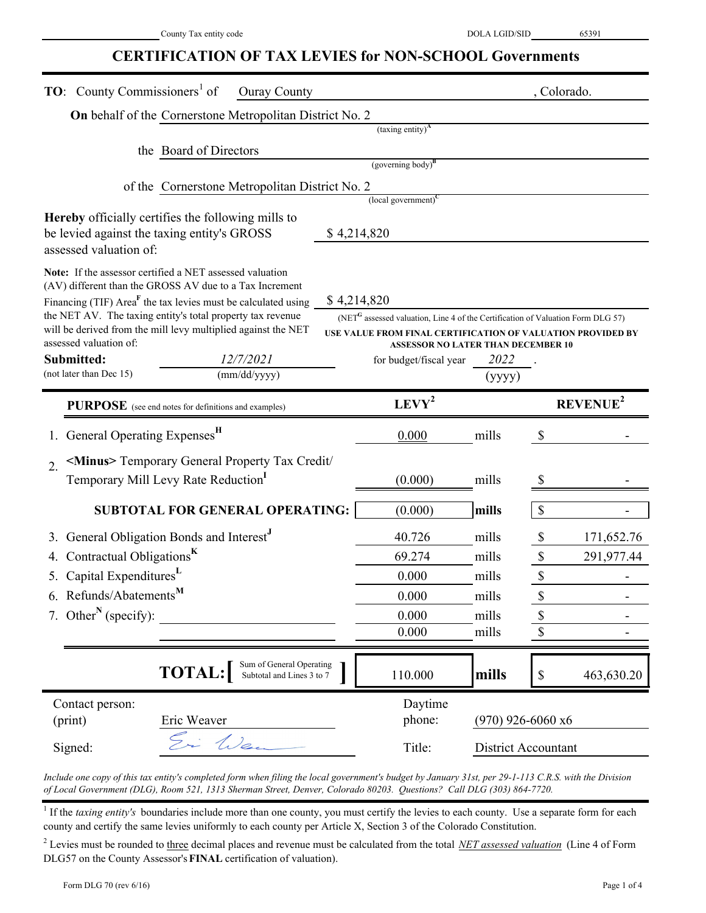County Tax entity code ________ DOLA LGID/SID 65391

# CERTIFICATION OF TAX LEVIES for NON-SCHOOL Governments

**TO**: County Commissioners[1] of Ouray County, Colorado.

**On** behalf of the Cornerstone Metropolitan District No. 2 (taxing entity)[A]

the Board of Directors (governing body)[B]

of the Cornerstone Metropolitan District No. 2 (local government)[C]

**Hereby** officially certifies the following mills to be levied against the taxing entity's GROSS assessed valuation of: $ 4,214,820

**Note:** If the assessor certified a NET assessed valuation (AV) different than the GROSS AV due to a Tax Increment Financing (TIF) Area[F] the tax levies must be calculated using the NET AV. The taxing entity's total property tax revenue will be derived from the mill levy multiplied against the NET assessed valuation of: $ 4,214,820 (NET[G] assessed valuation, Line 4 of the Certification of Valuation Form DLG 57)

**USE VALUE FROM FINAL CERTIFICATION OF VALUATION PROVIDED BY ASSESSOR NO LATER THAN DECEMBER 10**

**Submitted:** (not later than Dec 15) 12/7/2021 (mm/dd/yyyy) for budget/fiscal year 2022 (yyyy).

| **PURPOSE** (see end notes for definitions and examples) | **LEVY**[2] | | **REVENUE**[2] |
|---|---|---|---|
| 1. General Operating Expenses[H] | 0.000 | mills | $ - |
| 2. <Minus> Temporary General Property Tax Credit/ Temporary Mill Levy Rate Reduction[I] | (0.000) | mills | $ - |
| **SUBTOTAL FOR GENERAL OPERATING:** | (0.000) | **mills** | $ - |
| 3. General Obligation Bonds and Interest[J] | 40.726 | mills | $ 171,652.76 |
| 4. Contractual Obligations[K] | 69.274 | mills | $ 291,977.44 |
| 5. Capital Expenditures[L] | 0.000 | mills | $ - |
| 6. Refunds/Abatements[M] | 0.000 | mills | $ - |
| 7. Other[N] (specify): | 0.000 | mills | $ - |
| | 0.000 | mills | $ - |
| **TOTAL:** [Sum of General Operating Subtotal and Lines 3 to 7] | 110.000 | **mills** | $ 463,630.20 |

Contact person: (print) Eric Weaver    Daytime phone: (970) 926-6060 x6

Signed: [signature]    Title: District Accountant

*Include one copy of this tax entity's completed form when filing the local government's budget by January 31st, per 29-1-113 C.R.S. with the Division of Local Government (DLG), Room 521, 1313 Sherman Street, Denver, Colorado 80203. Questions? Call DLG (303) 864-7720.*

[1] If the *taxing entity's* boundaries include more than one county, you must certify the levies to each county. Use a separate form for each county and certify the same levies uniformly to each county per Article X, Section 3 of the Colorado Constitution.

[2] Levies must be rounded to three decimal places and revenue must be calculated from the total *NET assessed valuation* (Line 4 of Form DLG57 on the County Assessor's **FINAL** certification of valuation).

Form DLG 70 (rev 6/16)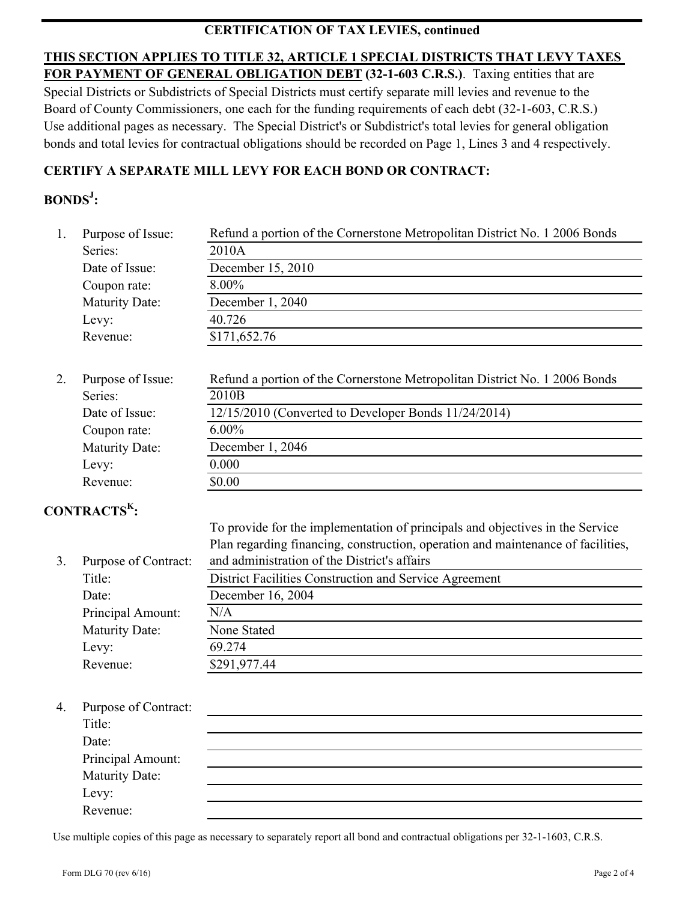## CERTIFICATION OF TAX LEVIES, continued

**THIS SECTION APPLIES TO TITLE 32, ARTICLE 1 SPECIAL DISTRICTS THAT LEVY TAXES FOR PAYMENT OF GENERAL OBLIGATION DEBT (32-1-603 C.R.S.)**. Taxing entities that are Special Districts or Subdistricts of Special Districts must certify separate mill levies and revenue to the Board of County Commissioners, one each for the funding requirements of each debt (32-1-603, C.R.S.) Use additional pages as necessary. The Special District's or Subdistrict's total levies for general obligation bonds and total levies for contractual obligations should be recorded on Page 1, Lines 3 and 4 respectively.

**CERTIFY A SEPARATE MILL LEVY FOR EACH BOND OR CONTRACT:**

**BONDS[J]:**

1. Purpose of Issue: Refund a portion of the Cornerstone Metropolitan District No. 1 2006 Bonds
   Series: 2010A
   Date of Issue: December 15, 2010
   Coupon rate: 8.00%
   Maturity Date: December 1, 2040
   Levy: 40.726
   Revenue: $171,652.76

2. Purpose of Issue: Refund a portion of the Cornerstone Metropolitan District No. 1 2006 Bonds
   Series: 2010B
   Date of Issue: 12/15/2010 (Converted to Developer Bonds 11/24/2014)
   Coupon rate: 6.00%
   Maturity Date: December 1, 2046
   Levy: 0.000
   Revenue: $0.00

**CONTRACTS[K]:**

3. Purpose of Contract: To provide for the implementation of principals and objectives in the Service Plan regarding financing, construction, operation and maintenance of facilities, and administration of the District's affairs
   Title: District Facilities Construction and Service Agreement
   Date: December 16, 2004
   Principal Amount: N/A
   Maturity Date: None Stated
   Levy: 69.274
   Revenue: $291,977.44

4. Purpose of Contract:
   Title:
   Date:
   Principal Amount:
   Maturity Date:
   Levy:
   Revenue:

Use multiple copies of this page as necessary to separately report all bond and contractual obligations per 32-1-1603, C.R.S.

Form DLG 70 (rev 6/16)